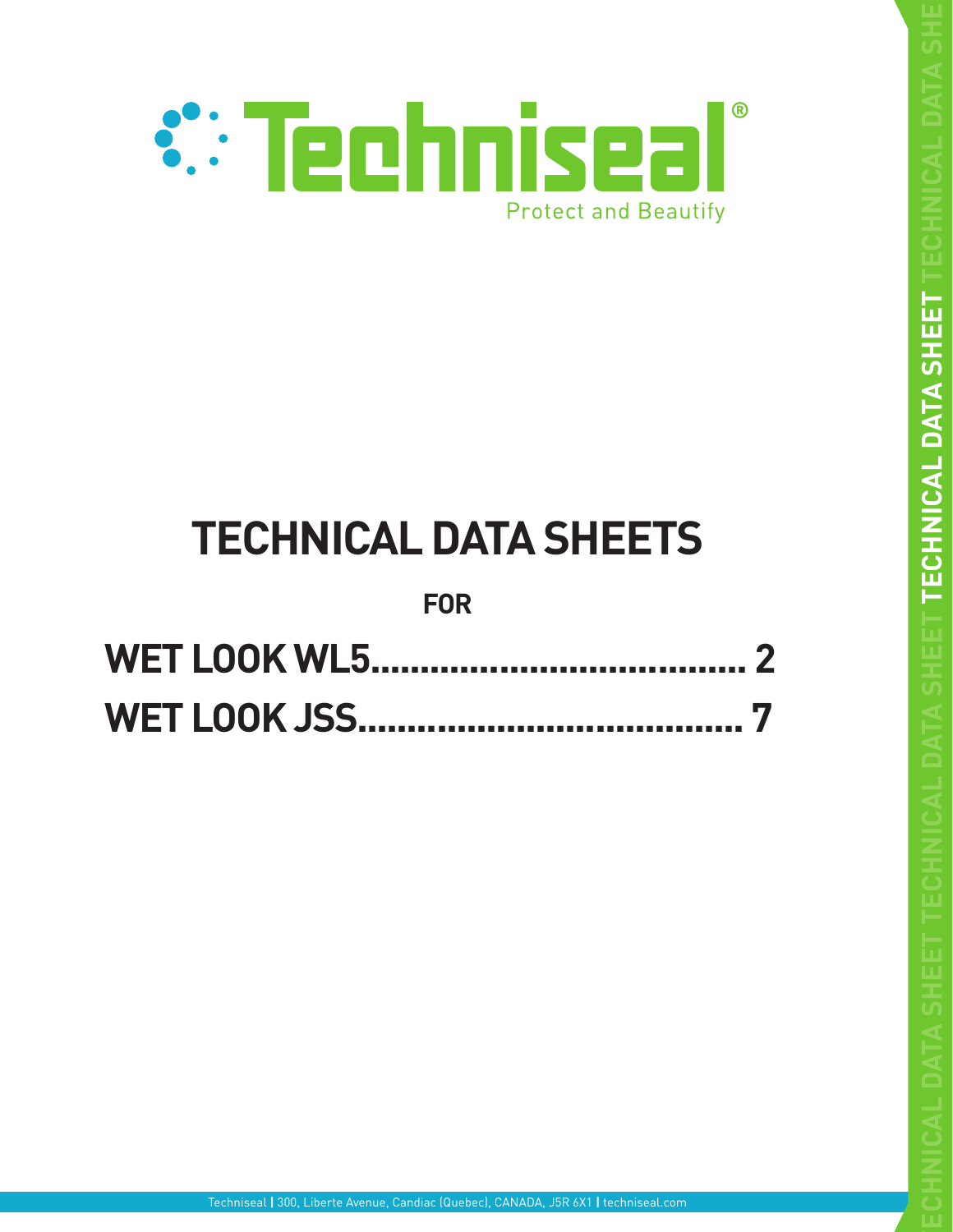Techniseal®

Protect and Beautify

# TECHNICAL DATA SHEETS

**FOR**

**WET LOOK WL5....................................... 2**

**WET LOOK JSS....................................... 7**

Techniseal | 300, Liberte Avenue, Candiac (Quebec), CANADA, J5R 6X1 | techniseal.com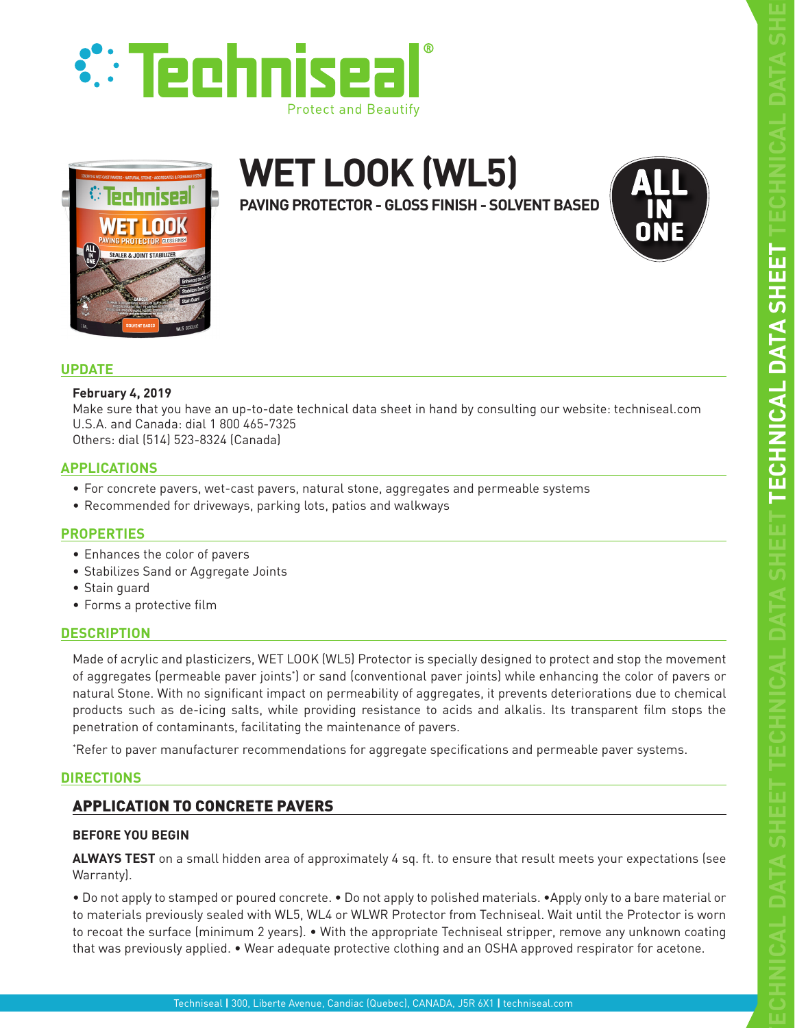# WET LOOK (WL5)

**PAVING PROTECTOR - GLOSS FINISH - SOLVENT BASED**

ALL IN ONE

## UPDATE

**February 4, 2019**
Make sure that you have an up-to-date technical data sheet in hand by consulting our website: techniseal.com
U.S.A. and Canada: dial 1 800 465-7325
Others: dial (514) 523-8324 (Canada)

## APPLICATIONS

- For concrete pavers, wet-cast pavers, natural stone, aggregates and permeable systems
- Recommended for driveways, parking lots, patios and walkways

## PROPERTIES

- Enhances the color of pavers
- Stabilizes Sand or Aggregate Joints
- Stain guard
- Forms a protective film

## DESCRIPTION

Made of acrylic and plasticizers, WET LOOK (WL5) Protector is specially designed to protect and stop the movement of aggregates (permeable paver joints*) or sand (conventional paver joints) while enhancing the color of pavers or natural Stone. With no significant impact on permeability of aggregates, it prevents deteriorations due to chemical products such as de-icing salts, while providing resistance to acids and alkalis. Its transparent film stops the penetration of contaminants, facilitating the maintenance of pavers.

*Refer to paver manufacturer recommendations for aggregate specifications and permeable paver systems.

## DIRECTIONS

### APPLICATION TO CONCRETE PAVERS

#### BEFORE YOU BEGIN

**ALWAYS TEST** on a small hidden area of approximately 4 sq. ft. to ensure that result meets your expectations (see Warranty).

• Do not apply to stamped or poured concrete. • Do not apply to polished materials. •Apply only to a bare material or to materials previously sealed with WL5, WL4 or WLWR Protector from Techniseal. Wait until the Protector is worn to recoat the surface (minimum 2 years). • With the appropriate Techniseal stripper, remove any unknown coating that was previously applied. • Wear adequate protective clothing and an OSHA approved respirator for acetone.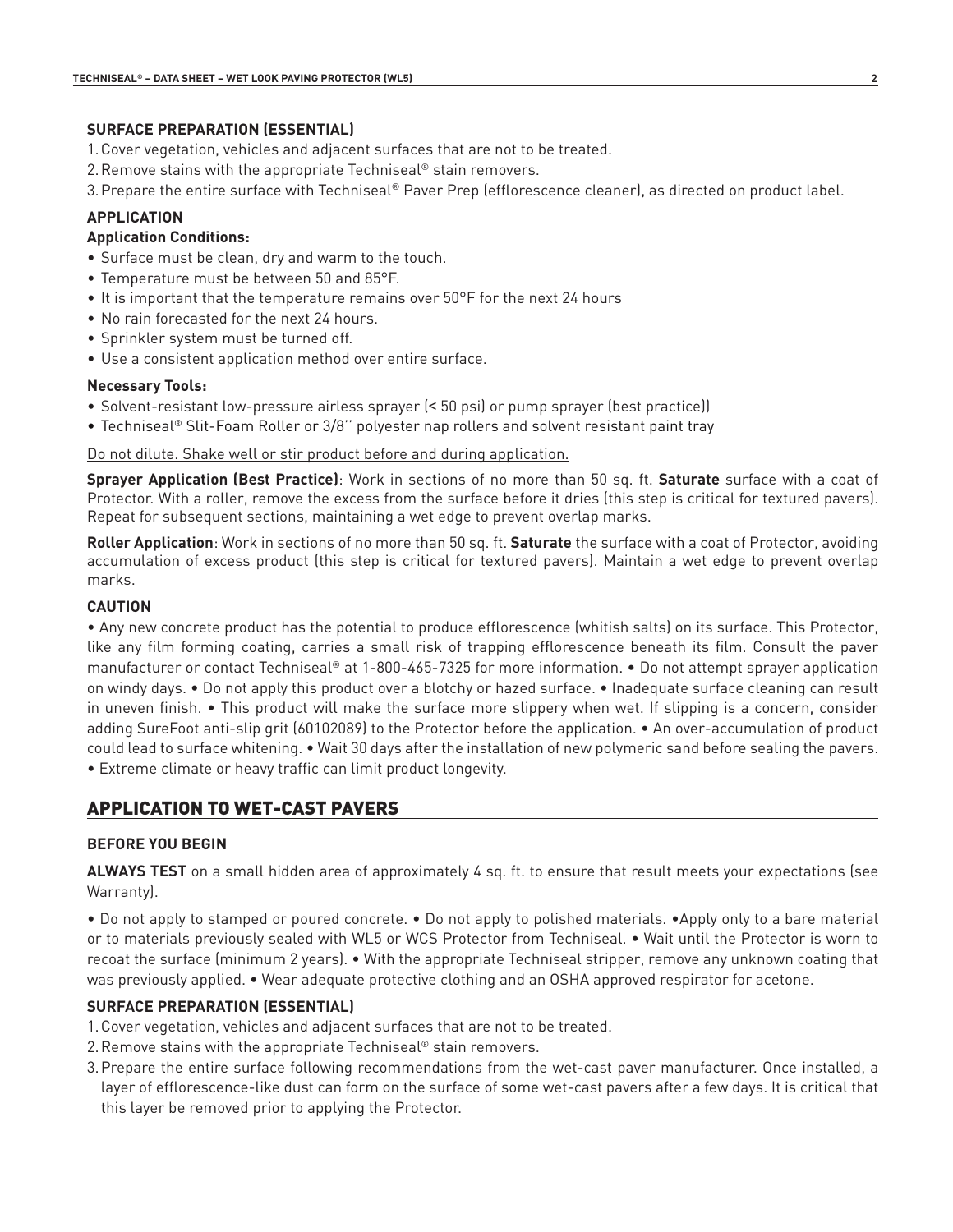**SURFACE PREPARATION (ESSENTIAL)**

1. Cover vegetation, vehicles and adjacent surfaces that are not to be treated.
2. Remove stains with the appropriate Techniseal® stain removers.
3. Prepare the entire surface with Techniseal® Paver Prep (efflorescence cleaner), as directed on product label.

**APPLICATION**

**Application Conditions:**

- Surface must be clean, dry and warm to the touch.
- Temperature must be between 50 and 85°F.
- It is important that the temperature remains over 50°F for the next 24 hours
- No rain forecasted for the next 24 hours.
- Sprinkler system must be turned off.
- Use a consistent application method over entire surface.

**Necessary Tools:**

- Solvent-resistant low-pressure airless sprayer (< 50 psi) or pump sprayer (best practice))
- Techniseal® Slit-Foam Roller or 3/8'' polyester nap rollers and solvent resistant paint tray

<u>Do not dilute. Shake well or stir product before and during application.</u>

**Sprayer Application (Best Practice)**: Work in sections of no more than 50 sq. ft. **Saturate** surface with a coat of Protector. With a roller, remove the excess from the surface before it dries (this step is critical for textured pavers). Repeat for subsequent sections, maintaining a wet edge to prevent overlap marks.

**Roller Application**: Work in sections of no more than 50 sq. ft. **Saturate** the surface with a coat of Protector, avoiding accumulation of excess product (this step is critical for textured pavers). Maintain a wet edge to prevent overlap marks.

**CAUTION**

• Any new concrete product has the potential to produce efflorescence (whitish salts) on its surface. This Protector, like any film forming coating, carries a small risk of trapping efflorescence beneath its film. Consult the paver manufacturer or contact Techniseal® at 1-800-465-7325 for more information. • Do not attempt sprayer application on windy days. • Do not apply this product over a blotchy or hazed surface. • Inadequate surface cleaning can result in uneven finish. • This product will make the surface more slippery when wet. If slipping is a concern, consider adding SureFoot anti-slip grit (60102089) to the Protector before the application. • An over-accumulation of product could lead to surface whitening. • Wait 30 days after the installation of new polymeric sand before sealing the pavers. • Extreme climate or heavy traffic can limit product longevity.

## APPLICATION TO WET-CAST PAVERS

**BEFORE YOU BEGIN**

**ALWAYS TEST** on a small hidden area of approximately 4 sq. ft. to ensure that result meets your expectations (see Warranty).

• Do not apply to stamped or poured concrete. • Do not apply to polished materials. •Apply only to a bare material or to materials previously sealed with WL5 or WCS Protector from Techniseal. • Wait until the Protector is worn to recoat the surface (minimum 2 years). • With the appropriate Techniseal stripper, remove any unknown coating that was previously applied. • Wear adequate protective clothing and an OSHA approved respirator for acetone.

**SURFACE PREPARATION (ESSENTIAL)**

1. Cover vegetation, vehicles and adjacent surfaces that are not to be treated.
2. Remove stains with the appropriate Techniseal® stain removers.
3. Prepare the entire surface following recommendations from the wet-cast paver manufacturer. Once installed, a layer of efflorescence-like dust can form on the surface of some wet-cast pavers after a few days. It is critical that this layer be removed prior to applying the Protector.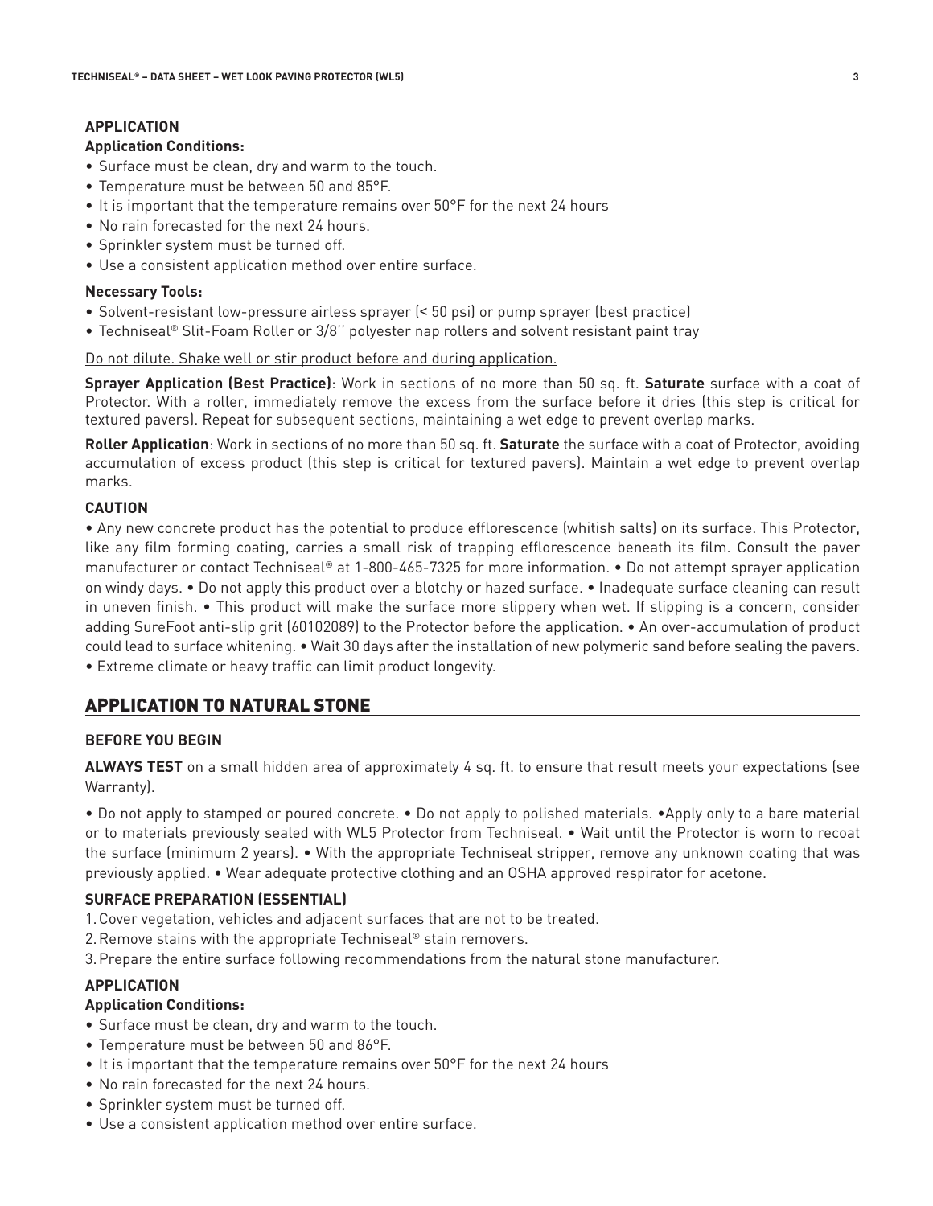### APPLICATION

**Application Conditions:**

- Surface must be clean, dry and warm to the touch.
- Temperature must be between 50 and 85°F.
- It is important that the temperature remains over 50°F for the next 24 hours
- No rain forecasted for the next 24 hours.
- Sprinkler system must be turned off.
- Use a consistent application method over entire surface.

**Necessary Tools:**

- Solvent-resistant low-pressure airless sprayer (< 50 psi) or pump sprayer (best practice)
- Techniseal® Slit-Foam Roller or 3/8'' polyester nap rollers and solvent resistant paint tray

Do not dilute. Shake well or stir product before and during application.

**Sprayer Application (Best Practice)**: Work in sections of no more than 50 sq. ft. **Saturate** surface with a coat of Protector. With a roller, immediately remove the excess from the surface before it dries (this step is critical for textured pavers). Repeat for subsequent sections, maintaining a wet edge to prevent overlap marks.

**Roller Application**: Work in sections of no more than 50 sq. ft. **Saturate** the surface with a coat of Protector, avoiding accumulation of excess product (this step is critical for textured pavers). Maintain a wet edge to prevent overlap marks.

### CAUTION

• Any new concrete product has the potential to produce efflorescence (whitish salts) on its surface. This Protector, like any film forming coating, carries a small risk of trapping efflorescence beneath its film. Consult the paver manufacturer or contact Techniseal® at 1-800-465-7325 for more information. • Do not attempt sprayer application on windy days. • Do not apply this product over a blotchy or hazed surface. • Inadequate surface cleaning can result in uneven finish. • This product will make the surface more slippery when wet. If slipping is a concern, consider adding SureFoot anti-slip grit (60102089) to the Protector before the application. • An over-accumulation of product could lead to surface whitening. • Wait 30 days after the installation of new polymeric sand before sealing the pavers. • Extreme climate or heavy traffic can limit product longevity.

## APPLICATION TO NATURAL STONE

### BEFORE YOU BEGIN

**ALWAYS TEST** on a small hidden area of approximately 4 sq. ft. to ensure that result meets your expectations (see Warranty).

• Do not apply to stamped or poured concrete. • Do not apply to polished materials. •Apply only to a bare material or to materials previously sealed with WL5 Protector from Techniseal. • Wait until the Protector is worn to recoat the surface (minimum 2 years). • With the appropriate Techniseal stripper, remove any unknown coating that was previously applied. • Wear adequate protective clothing and an OSHA approved respirator for acetone.

### SURFACE PREPARATION (ESSENTIAL)

1. Cover vegetation, vehicles and adjacent surfaces that are not to be treated.
2. Remove stains with the appropriate Techniseal® stain removers.
3. Prepare the entire surface following recommendations from the natural stone manufacturer.

### APPLICATION

**Application Conditions:**

- Surface must be clean, dry and warm to the touch.
- Temperature must be between 50 and 86°F.
- It is important that the temperature remains over 50°F for the next 24 hours
- No rain forecasted for the next 24 hours.
- Sprinkler system must be turned off.
- Use a consistent application method over entire surface.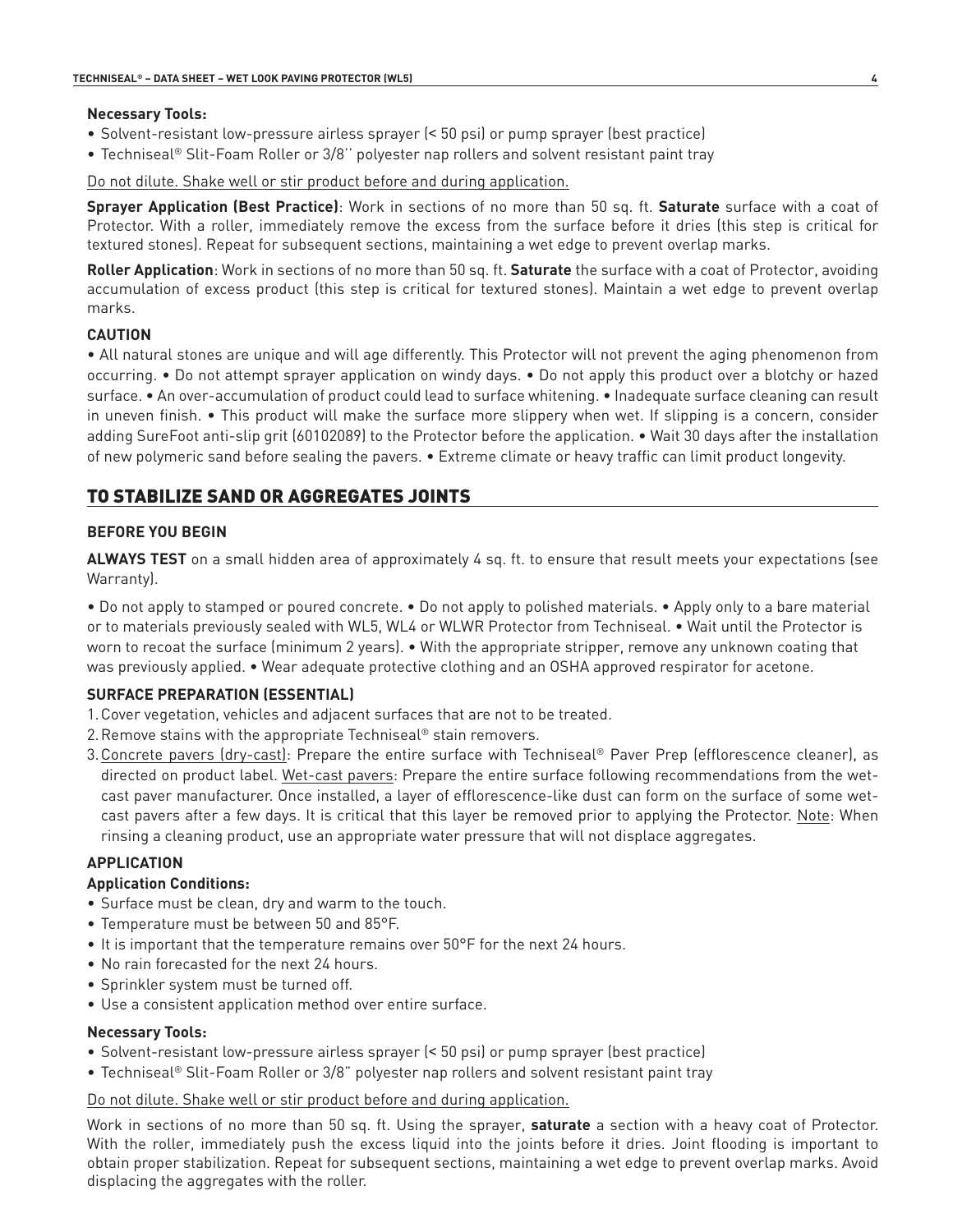**Necessary Tools:**

- Solvent-resistant low-pressure airless sprayer (< 50 psi) or pump sprayer (best practice)
- Techniseal® Slit-Foam Roller or 3/8'' polyester nap rollers and solvent resistant paint tray

Do not dilute. Shake well or stir product before and during application.

**Sprayer Application (Best Practice)**: Work in sections of no more than 50 sq. ft. **Saturate** surface with a coat of Protector. With a roller, immediately remove the excess from the surface before it dries (this step is critical for textured stones). Repeat for subsequent sections, maintaining a wet edge to prevent overlap marks.

**Roller Application**: Work in sections of no more than 50 sq. ft. **Saturate** the surface with a coat of Protector, avoiding accumulation of excess product (this step is critical for textured stones). Maintain a wet edge to prevent overlap marks.

**CAUTION**

• All natural stones are unique and will age differently. This Protector will not prevent the aging phenomenon from occurring. • Do not attempt sprayer application on windy days. • Do not apply this product over a blotchy or hazed surface. • An over-accumulation of product could lead to surface whitening. • Inadequate surface cleaning can result in uneven finish. • This product will make the surface more slippery when wet. If slipping is a concern, consider adding SureFoot anti-slip grit (60102089) to the Protector before the application. • Wait 30 days after the installation of new polymeric sand before sealing the pavers. • Extreme climate or heavy traffic can limit product longevity.

## TO STABILIZE SAND OR AGGREGATES JOINTS

### BEFORE YOU BEGIN

**ALWAYS TEST** on a small hidden area of approximately 4 sq. ft. to ensure that result meets your expectations (see Warranty).

• Do not apply to stamped or poured concrete. • Do not apply to polished materials. • Apply only to a bare material or to materials previously sealed with WL5, WL4 or WLWR Protector from Techniseal. • Wait until the Protector is worn to recoat the surface (minimum 2 years). • With the appropriate stripper, remove any unknown coating that was previously applied. • Wear adequate protective clothing and an OSHA approved respirator for acetone.

### SURFACE PREPARATION (ESSENTIAL)

1. Cover vegetation, vehicles and adjacent surfaces that are not to be treated.
2. Remove stains with the appropriate Techniseal® stain removers.
3. Concrete pavers (dry-cast): Prepare the entire surface with Techniseal® Paver Prep (efflorescence cleaner), as directed on product label. Wet-cast pavers: Prepare the entire surface following recommendations from the wet-cast paver manufacturer. Once installed, a layer of efflorescence-like dust can form on the surface of some wet-cast pavers after a few days. It is critical that this layer be removed prior to applying the Protector. Note: When rinsing a cleaning product, use an appropriate water pressure that will not displace aggregates.

### APPLICATION

**Application Conditions:**

- Surface must be clean, dry and warm to the touch.
- Temperature must be between 50 and 85°F.
- It is important that the temperature remains over 50°F for the next 24 hours.
- No rain forecasted for the next 24 hours.
- Sprinkler system must be turned off.
- Use a consistent application method over entire surface.

**Necessary Tools:**

- Solvent-resistant low-pressure airless sprayer (< 50 psi) or pump sprayer (best practice)
- Techniseal® Slit-Foam Roller or 3/8" polyester nap rollers and solvent resistant paint tray

Do not dilute. Shake well or stir product before and during application.

Work in sections of no more than 50 sq. ft. Using the sprayer, **saturate** a section with a heavy coat of Protector. With the roller, immediately push the excess liquid into the joints before it dries. Joint flooding is important to obtain proper stabilization. Repeat for subsequent sections, maintaining a wet edge to prevent overlap marks. Avoid displacing the aggregates with the roller.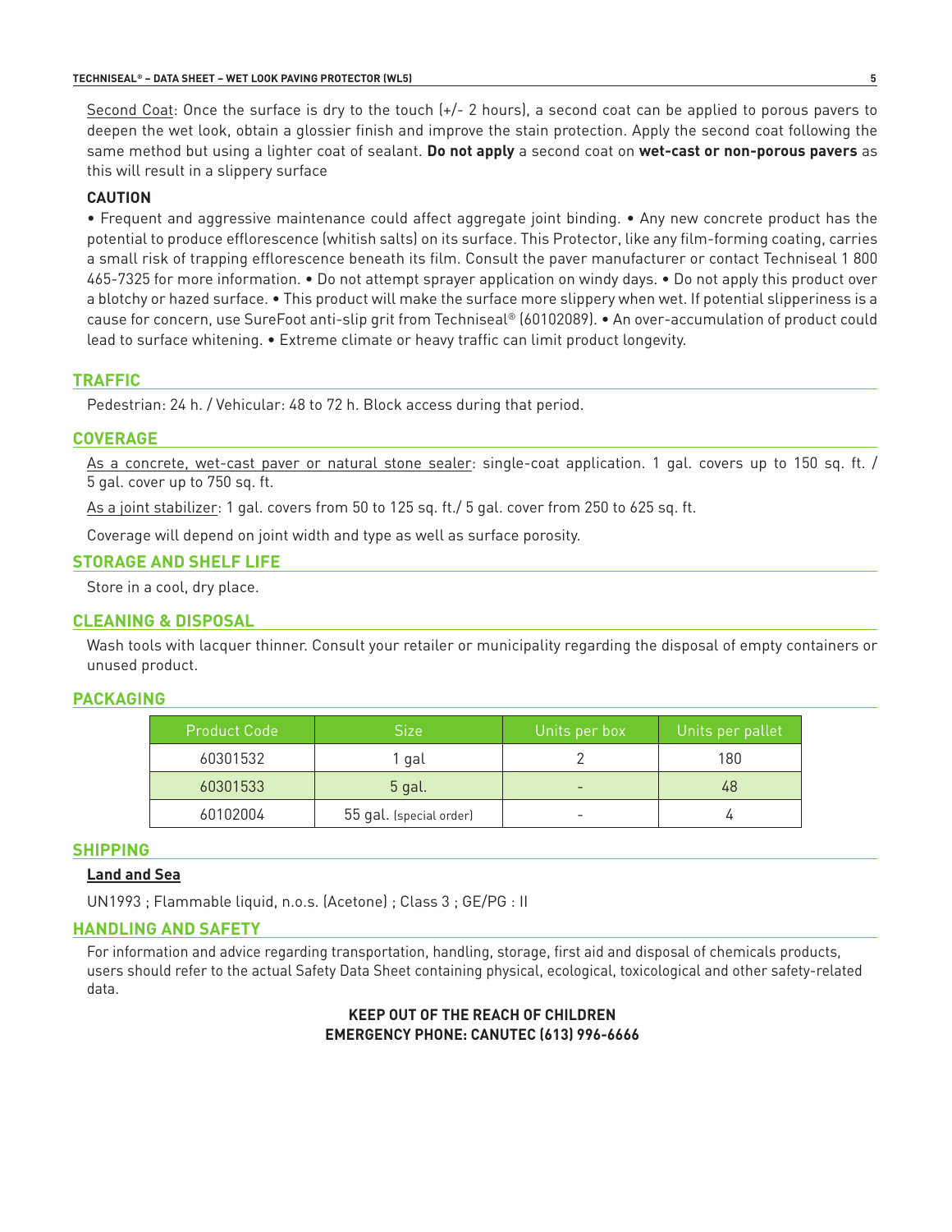Second Coat: Once the surface is dry to the touch (+/- 2 hours), a second coat can be applied to porous pavers to deepen the wet look, obtain a glossier finish and improve the stain protection. Apply the second coat following the same method but using a lighter coat of sealant. **Do not apply** a second coat on **wet-cast or non-porous pavers** as this will result in a slippery surface

**CAUTION**

• Frequent and aggressive maintenance could affect aggregate joint binding. • Any new concrete product has the potential to produce efflorescence (whitish salts) on its surface. This Protector, like any film-forming coating, carries a small risk of trapping efflorescence beneath its film. Consult the paver manufacturer or contact Techniseal 1 800 465-7325 for more information. • Do not attempt sprayer application on windy days. • Do not apply this product over a blotchy or hazed surface. • This product will make the surface more slippery when wet. If potential slipperiness is a cause for concern, use SureFoot anti-slip grit from Techniseal® (60102089). • An over-accumulation of product could lead to surface whitening. • Extreme climate or heavy traffic can limit product longevity.

## TRAFFIC

Pedestrian: 24 h. / Vehicular: 48 to 72 h. Block access during that period.

## COVERAGE

As a concrete, wet-cast paver or natural stone sealer: single-coat application. 1 gal. covers up to 150 sq. ft. / 5 gal. cover up to 750 sq. ft.

As a joint stabilizer: 1 gal. covers from 50 to 125 sq. ft./ 5 gal. cover from 250 to 625 sq. ft.

Coverage will depend on joint width and type as well as surface porosity.

## STORAGE AND SHELF LIFE

Store in a cool, dry place.

## CLEANING & DISPOSAL

Wash tools with lacquer thinner. Consult your retailer or municipality regarding the disposal of empty containers or unused product.

## PACKAGING

| Product Code | Size | Units per box | Units per pallet |
|---|---|---|---|
| 60301532 | 1 gal | 2 | 180 |
| 60301533 | 5 gal. | - | 48 |
| 60102004 | 55 gal. (special order) | - | 4 |

## SHIPPING

**Land and Sea**

UN1993 ; Flammable liquid, n.o.s. (Acetone) ; Class 3 ; GE/PG : II

## HANDLING AND SAFETY

For information and advice regarding transportation, handling, storage, first aid and disposal of chemicals products, users should refer to the actual Safety Data Sheet containing physical, ecological, toxicological and other safety-related data.

**KEEP OUT OF THE REACH OF CHILDREN**
**EMERGENCY PHONE: CANUTEC (613) 996-6666**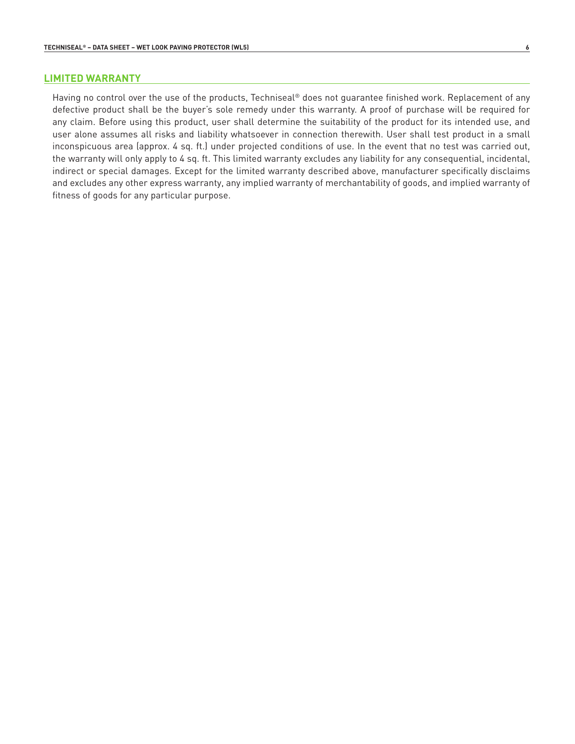## LIMITED WARRANTY

Having no control over the use of the products, Techniseal® does not guarantee finished work. Replacement of any defective product shall be the buyer's sole remedy under this warranty. A proof of purchase will be required for any claim. Before using this product, user shall determine the suitability of the product for its intended use, and user alone assumes all risks and liability whatsoever in connection therewith. User shall test product in a small inconspicuous area (approx. 4 sq. ft.) under projected conditions of use. In the event that no test was carried out, the warranty will only apply to 4 sq. ft. This limited warranty excludes any liability for any consequential, incidental, indirect or special damages. Except for the limited warranty described above, manufacturer specifically disclaims and excludes any other express warranty, any implied warranty of merchantability of goods, and implied warranty of fitness of goods for any particular purpose.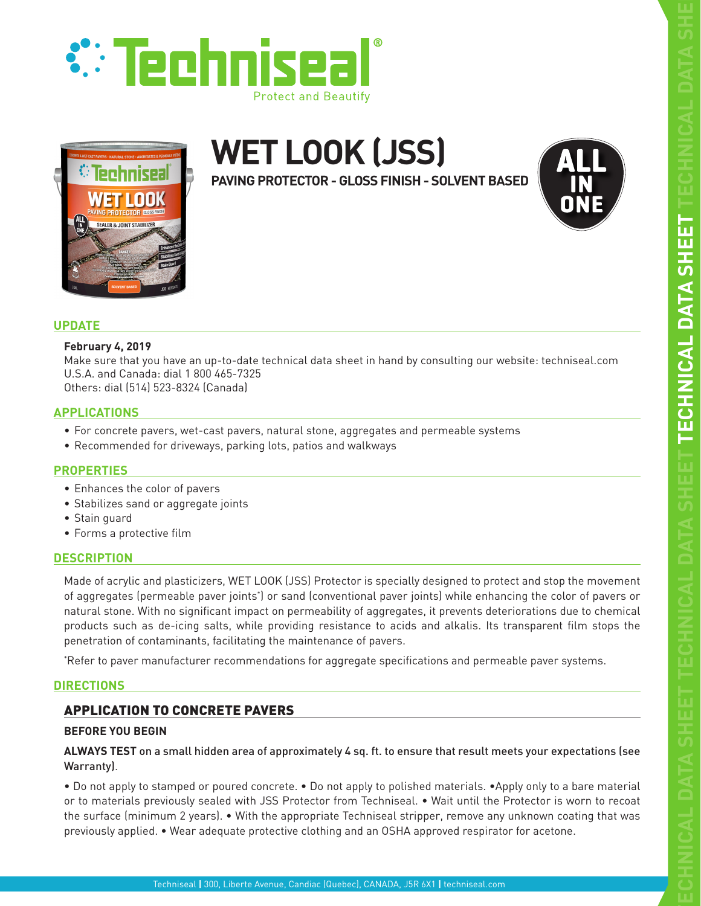# WET LOOK (JSS)

**PAVING PROTECTOR - GLOSS FINISH - SOLVENT BASED**

## UPDATE

**February 4, 2019**
Make sure that you have an up-to-date technical data sheet in hand by consulting our website: techniseal.com
U.S.A. and Canada: dial 1 800 465-7325
Others: dial (514) 523-8324 (Canada)

## APPLICATIONS

- For concrete pavers, wet-cast pavers, natural stone, aggregates and permeable systems
- Recommended for driveways, parking lots, patios and walkways

## PROPERTIES

- Enhances the color of pavers
- Stabilizes sand or aggregate joints
- Stain guard
- Forms a protective film

## DESCRIPTION

Made of acrylic and plasticizers, WET LOOK (JSS) Protector is specially designed to protect and stop the movement of aggregates (permeable paver joints*) or sand (conventional paver joints) while enhancing the color of pavers or natural stone. With no significant impact on permeability of aggregates, it prevents deteriorations due to chemical products such as de-icing salts, while providing resistance to acids and alkalis. Its transparent film stops the penetration of contaminants, facilitating the maintenance of pavers.

*Refer to paver manufacturer recommendations for aggregate specifications and permeable paver systems.

## DIRECTIONS

### APPLICATION TO CONCRETE PAVERS

**BEFORE YOU BEGIN**

**ALWAYS TEST on a small hidden area of approximately 4 sq. ft. to ensure that result meets your expectations (see Warranty).**

• Do not apply to stamped or poured concrete. • Do not apply to polished materials. •Apply only to a bare material or to materials previously sealed with JSS Protector from Techniseal. • Wait until the Protector is worn to recoat the surface (minimum 2 years). • With the appropriate Techniseal stripper, remove any unknown coating that was previously applied. • Wear adequate protective clothing and an OSHA approved respirator for acetone.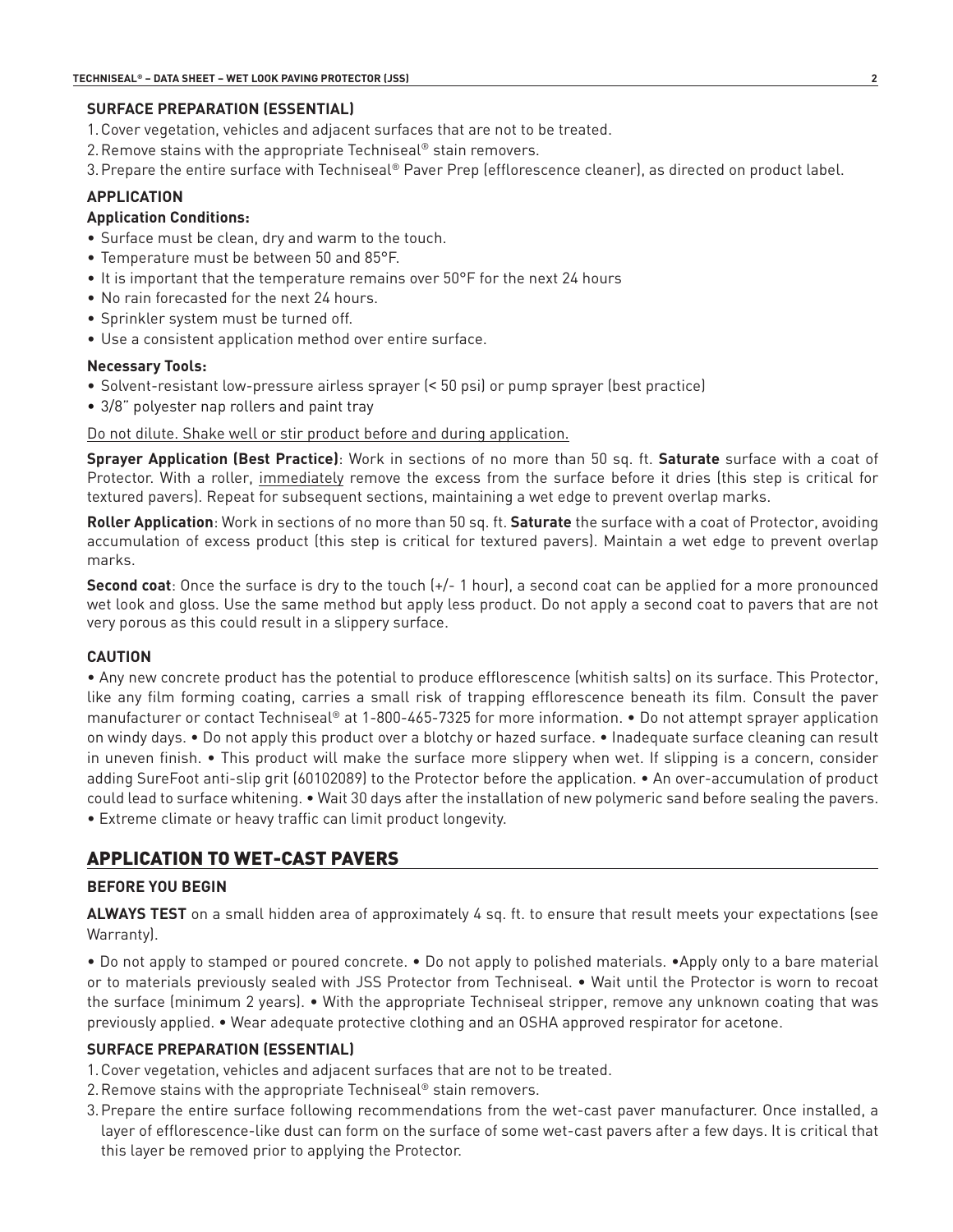### SURFACE PREPARATION (ESSENTIAL)

1. Cover vegetation, vehicles and adjacent surfaces that are not to be treated.
2. Remove stains with the appropriate Techniseal® stain removers.
3. Prepare the entire surface with Techniseal® Paver Prep (efflorescence cleaner), as directed on product label.

### APPLICATION

**Application Conditions:**

- Surface must be clean, dry and warm to the touch.
- Temperature must be between 50 and 85°F.
- It is important that the temperature remains over 50°F for the next 24 hours
- No rain forecasted for the next 24 hours.
- Sprinkler system must be turned off.
- Use a consistent application method over entire surface.

**Necessary Tools:**

- Solvent-resistant low-pressure airless sprayer (< 50 psi) or pump sprayer (best practice)
- 3/8" polyester nap rollers and paint tray

<u>Do not dilute. Shake well or stir product before and during application.</u>

**Sprayer Application (Best Practice)**: Work in sections of no more than 50 sq. ft. **Saturate** surface with a coat of Protector. With a roller, <u>immediately</u> remove the excess from the surface before it dries (this step is critical for textured pavers). Repeat for subsequent sections, maintaining a wet edge to prevent overlap marks.

**Roller Application**: Work in sections of no more than 50 sq. ft. **Saturate** the surface with a coat of Protector, avoiding accumulation of excess product (this step is critical for textured pavers). Maintain a wet edge to prevent overlap marks.

**Second coat**: Once the surface is dry to the touch (+/- 1 hour), a second coat can be applied for a more pronounced wet look and gloss. Use the same method but apply less product. Do not apply a second coat to pavers that are not very porous as this could result in a slippery surface.

### CAUTION

• Any new concrete product has the potential to produce efflorescence (whitish salts) on its surface. This Protector, like any film forming coating, carries a small risk of trapping efflorescence beneath its film. Consult the paver manufacturer or contact Techniseal® at 1-800-465-7325 for more information. • Do not attempt sprayer application on windy days. • Do not apply this product over a blotchy or hazed surface. • Inadequate surface cleaning can result in uneven finish. • This product will make the surface more slippery when wet. If slipping is a concern, consider adding SureFoot anti-slip grit (60102089) to the Protector before the application. • An over-accumulation of product could lead to surface whitening. • Wait 30 days after the installation of new polymeric sand before sealing the pavers. • Extreme climate or heavy traffic can limit product longevity.

## APPLICATION TO WET-CAST PAVERS

### BEFORE YOU BEGIN

**ALWAYS TEST** on a small hidden area of approximately 4 sq. ft. to ensure that result meets your expectations (see Warranty).

• Do not apply to stamped or poured concrete. • Do not apply to polished materials. •Apply only to a bare material or to materials previously sealed with JSS Protector from Techniseal. • Wait until the Protector is worn to recoat the surface (minimum 2 years). • With the appropriate Techniseal stripper, remove any unknown coating that was previously applied. • Wear adequate protective clothing and an OSHA approved respirator for acetone.

### SURFACE PREPARATION (ESSENTIAL)

1. Cover vegetation, vehicles and adjacent surfaces that are not to be treated.
2. Remove stains with the appropriate Techniseal® stain removers.
3. Prepare the entire surface following recommendations from the wet-cast paver manufacturer. Once installed, a layer of efflorescence-like dust can form on the surface of some wet-cast pavers after a few days. It is critical that this layer be removed prior to applying the Protector.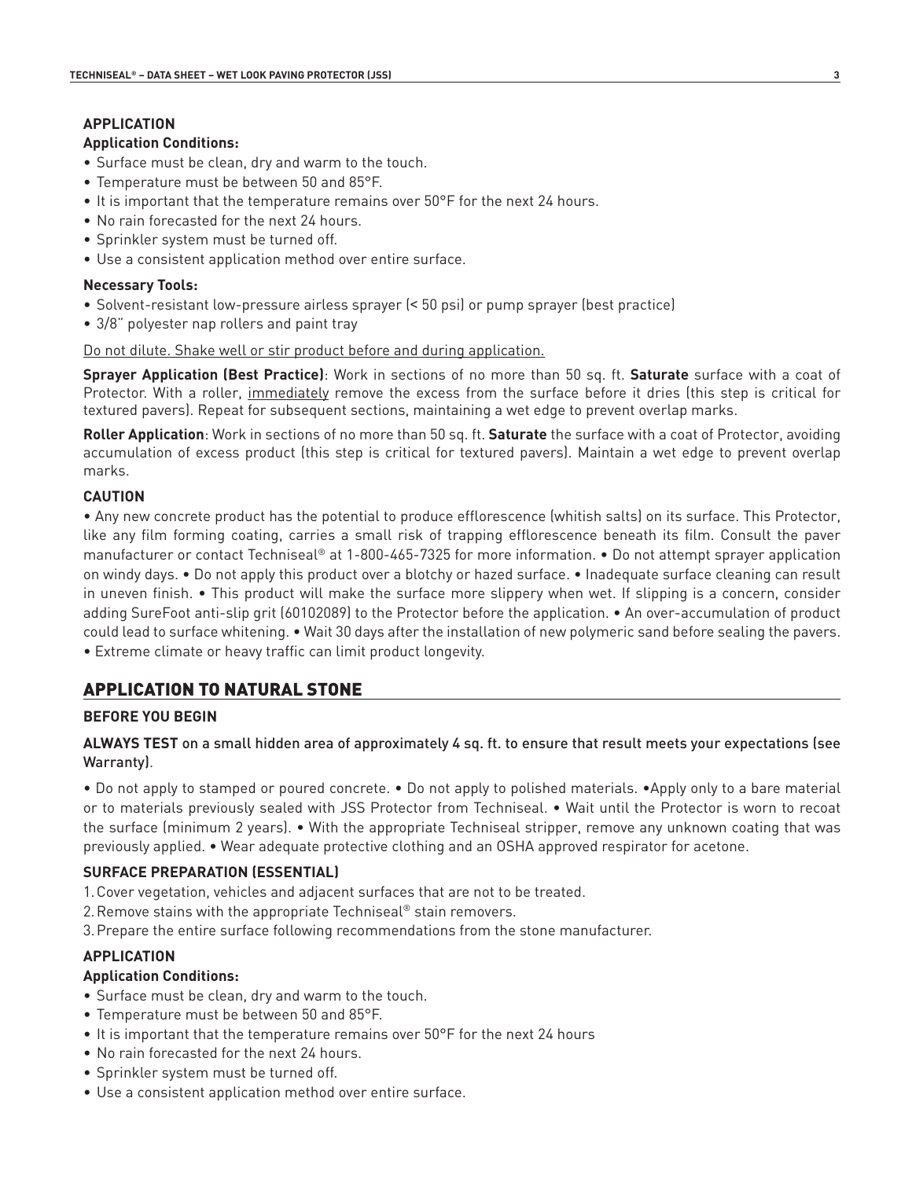### APPLICATION

**Application Conditions:**

- Surface must be clean, dry and warm to the touch.
- Temperature must be between 50 and 85°F.
- It is important that the temperature remains over 50°F for the next 24 hours.
- No rain forecasted for the next 24 hours.
- Sprinkler system must be turned off.
- Use a consistent application method over entire surface.

**Necessary Tools:**

- Solvent-resistant low-pressure airless sprayer (< 50 psi) or pump sprayer (best practice)
- 3/8" polyester nap rollers and paint tray

<u>Do not dilute. Shake well or stir product before and during application.</u>

**Sprayer Application (Best Practice)**: Work in sections of no more than 50 sq. ft. **Saturate** surface with a coat of Protector. With a roller, <u>immediately</u> remove the excess from the surface before it dries (this step is critical for textured pavers). Repeat for subsequent sections, maintaining a wet edge to prevent overlap marks.

**Roller Application**: Work in sections of no more than 50 sq. ft. **Saturate** the surface with a coat of Protector, avoiding accumulation of excess product (this step is critical for textured pavers). Maintain a wet edge to prevent overlap marks.

### CAUTION

• Any new concrete product has the potential to produce efflorescence (whitish salts) on its surface. This Protector, like any film forming coating, carries a small risk of trapping efflorescence beneath its film. Consult the paver manufacturer or contact Techniseal® at 1-800-465-7325 for more information. • Do not attempt sprayer application on windy days. • Do not apply this product over a blotchy or hazed surface. • Inadequate surface cleaning can result in uneven finish. • This product will make the surface more slippery when wet. If slipping is a concern, consider adding SureFoot anti-slip grit (60102089) to the Protector before the application. • An over-accumulation of product could lead to surface whitening. • Wait 30 days after the installation of new polymeric sand before sealing the pavers. • Extreme climate or heavy traffic can limit product longevity.

## APPLICATION TO NATURAL STONE

### BEFORE YOU BEGIN

**ALWAYS TEST** on a small hidden area of approximately 4 sq. ft. to ensure that result meets your expectations (see Warranty).

• Do not apply to stamped or poured concrete. • Do not apply to polished materials. •Apply only to a bare material or to materials previously sealed with JSS Protector from Techniseal. • Wait until the Protector is worn to recoat the surface (minimum 2 years). • With the appropriate Techniseal stripper, remove any unknown coating that was previously applied. • Wear adequate protective clothing and an OSHA approved respirator for acetone.

### SURFACE PREPARATION (ESSENTIAL)

1. Cover vegetation, vehicles and adjacent surfaces that are not to be treated.
2. Remove stains with the appropriate Techniseal® stain removers.
3. Prepare the entire surface following recommendations from the stone manufacturer.

### APPLICATION

**Application Conditions:**

- Surface must be clean, dry and warm to the touch.
- Temperature must be between 50 and 85°F.
- It is important that the temperature remains over 50°F for the next 24 hours
- No rain forecasted for the next 24 hours.
- Sprinkler system must be turned off.
- Use a consistent application method over entire surface.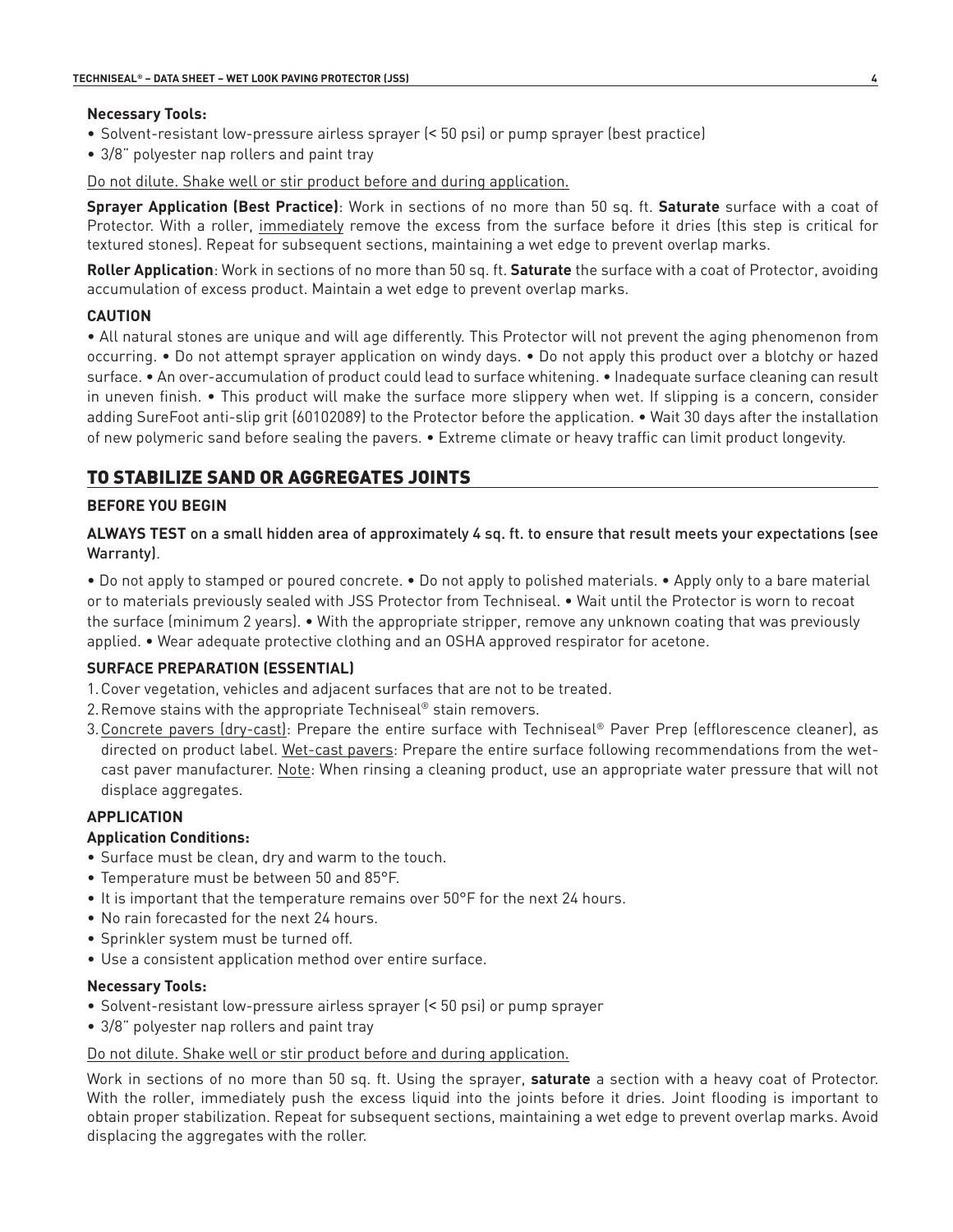**Necessary Tools:**

- Solvent-resistant low-pressure airless sprayer (< 50 psi) or pump sprayer (best practice)
- 3/8" polyester nap rollers and paint tray

<u>Do not dilute. Shake well or stir product before and during application.</u>

**Sprayer Application (Best Practice)**: Work in sections of no more than 50 sq. ft. **Saturate** surface with a coat of Protector. With a roller, <u>immediately</u> remove the excess from the surface before it dries (this step is critical for textured stones). Repeat for subsequent sections, maintaining a wet edge to prevent overlap marks.

**Roller Application**: Work in sections of no more than 50 sq. ft. **Saturate** the surface with a coat of Protector, avoiding accumulation of excess product. Maintain a wet edge to prevent overlap marks.

**CAUTION**

• All natural stones are unique and will age differently. This Protector will not prevent the aging phenomenon from occurring. • Do not attempt sprayer application on windy days. • Do not apply this product over a blotchy or hazed surface. • An over-accumulation of product could lead to surface whitening. • Inadequate surface cleaning can result in uneven finish. • This product will make the surface more slippery when wet. If slipping is a concern, consider adding SureFoot anti-slip grit (60102089) to the Protector before the application. • Wait 30 days after the installation of new polymeric sand before sealing the pavers. • Extreme climate or heavy traffic can limit product longevity.

## TO STABILIZE SAND OR AGGREGATES JOINTS

**BEFORE YOU BEGIN**

**ALWAYS TEST** on a small hidden area of approximately 4 sq. ft. to ensure that result meets your expectations (see Warranty).

• Do not apply to stamped or poured concrete. • Do not apply to polished materials. • Apply only to a bare material or to materials previously sealed with JSS Protector from Techniseal. • Wait until the Protector is worn to recoat the surface (minimum 2 years). • With the appropriate stripper, remove any unknown coating that was previously applied. • Wear adequate protective clothing and an OSHA approved respirator for acetone.

**SURFACE PREPARATION (ESSENTIAL)**

1. Cover vegetation, vehicles and adjacent surfaces that are not to be treated.
2. Remove stains with the appropriate Techniseal® stain removers.
3. <u>Concrete pavers (dry-cast)</u>: Prepare the entire surface with Techniseal® Paver Prep (efflorescence cleaner), as directed on product label. <u>Wet-cast pavers</u>: Prepare the entire surface following recommendations from the wet-cast paver manufacturer. <u>Note</u>: When rinsing a cleaning product, use an appropriate water pressure that will not displace aggregates.

**APPLICATION**

**Application Conditions:**

- Surface must be clean, dry and warm to the touch.
- Temperature must be between 50 and 85°F.
- It is important that the temperature remains over 50°F for the next 24 hours.
- No rain forecasted for the next 24 hours.
- Sprinkler system must be turned off.
- Use a consistent application method over entire surface.

**Necessary Tools:**

- Solvent-resistant low-pressure airless sprayer (< 50 psi) or pump sprayer
- 3/8" polyester nap rollers and paint tray

<u>Do not dilute. Shake well or stir product before and during application.</u>

Work in sections of no more than 50 sq. ft. Using the sprayer, **saturate** a section with a heavy coat of Protector. With the roller, immediately push the excess liquid into the joints before it dries. Joint flooding is important to obtain proper stabilization. Repeat for subsequent sections, maintaining a wet edge to prevent overlap marks. Avoid displacing the aggregates with the roller.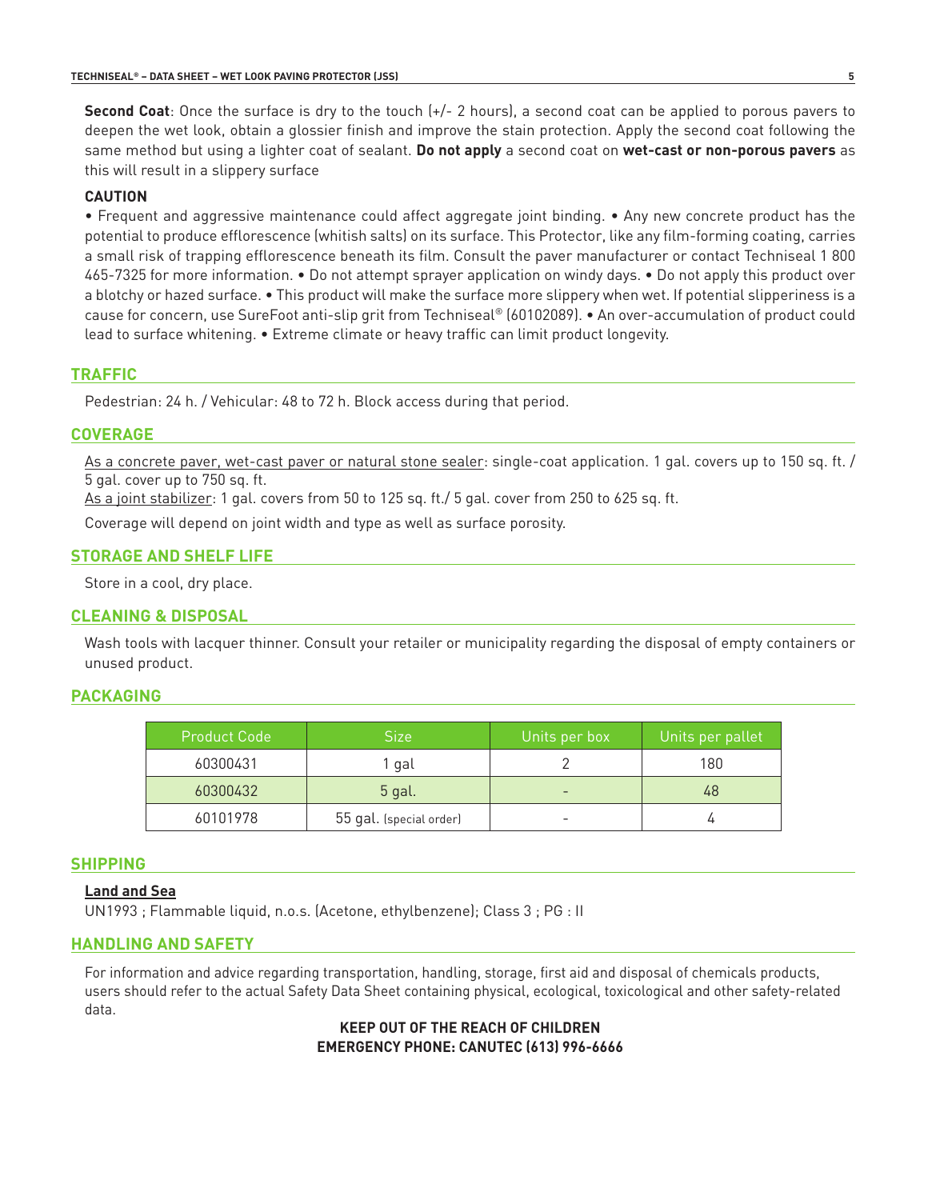**Second Coat**: Once the surface is dry to the touch (+/- 2 hours), a second coat can be applied to porous pavers to deepen the wet look, obtain a glossier finish and improve the stain protection. Apply the second coat following the same method but using a lighter coat of sealant. **Do not apply** a second coat on **wet-cast or non-porous pavers** as this will result in a slippery surface

**CAUTION**

• Frequent and aggressive maintenance could affect aggregate joint binding. • Any new concrete product has the potential to produce efflorescence (whitish salts) on its surface. This Protector, like any film-forming coating, carries a small risk of trapping efflorescence beneath its film. Consult the paver manufacturer or contact Techniseal 1 800 465-7325 for more information. • Do not attempt sprayer application on windy days. • Do not apply this product over a blotchy or hazed surface. • This product will make the surface more slippery when wet. If potential slipperiness is a cause for concern, use SureFoot anti-slip grit from Techniseal® (60102089). • An over-accumulation of product could lead to surface whitening. • Extreme climate or heavy traffic can limit product longevity.

## TRAFFIC

Pedestrian: 24 h. / Vehicular: 48 to 72 h. Block access during that period.

## COVERAGE

As a concrete paver, wet-cast paver or natural stone sealer: single-coat application. 1 gal. covers up to 150 sq. ft. / 5 gal. cover up to 750 sq. ft.
As a joint stabilizer: 1 gal. covers from 50 to 125 sq. ft./ 5 gal. cover from 250 to 625 sq. ft.

Coverage will depend on joint width and type as well as surface porosity.

## STORAGE AND SHELF LIFE

Store in a cool, dry place.

## CLEANING & DISPOSAL

Wash tools with lacquer thinner. Consult your retailer or municipality regarding the disposal of empty containers or unused product.

## PACKAGING

| Product Code | Size | Units per box | Units per pallet |
|---|---|---|---|
| 60300431 | 1 gal | 2 | 180 |
| 60300432 | 5 gal. | - | 48 |
| 60101978 | 55 gal. (special order) | - | 4 |

## SHIPPING

**Land and Sea**

UN1993 ; Flammable liquid, n.o.s. (Acetone, ethylbenzene); Class 3 ; PG : II

## HANDLING AND SAFETY

For information and advice regarding transportation, handling, storage, first aid and disposal of chemicals products, users should refer to the actual Safety Data Sheet containing physical, ecological, toxicological and other safety-related data.

**KEEP OUT OF THE REACH OF CHILDREN**
**EMERGENCY PHONE: CANUTEC (613) 996-6666**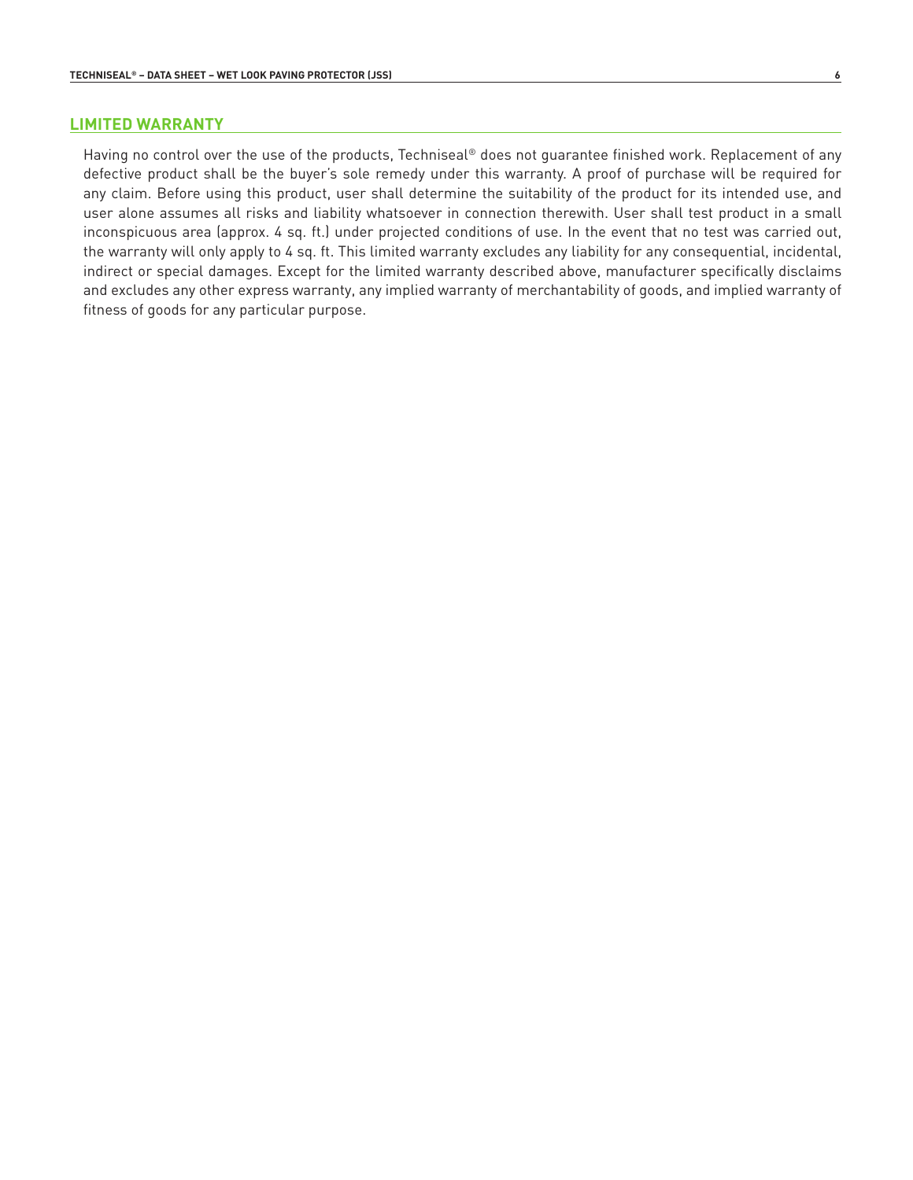## LIMITED WARRANTY

Having no control over the use of the products, Techniseal® does not guarantee finished work. Replacement of any defective product shall be the buyer's sole remedy under this warranty. A proof of purchase will be required for any claim. Before using this product, user shall determine the suitability of the product for its intended use, and user alone assumes all risks and liability whatsoever in connection therewith. User shall test product in a small inconspicuous area (approx. 4 sq. ft.) under projected conditions of use. In the event that no test was carried out, the warranty will only apply to 4 sq. ft. This limited warranty excludes any liability for any consequential, incidental, indirect or special damages. Except for the limited warranty described above, manufacturer specifically disclaims and excludes any other express warranty, any implied warranty of merchantability of goods, and implied warranty of fitness of goods for any particular purpose.